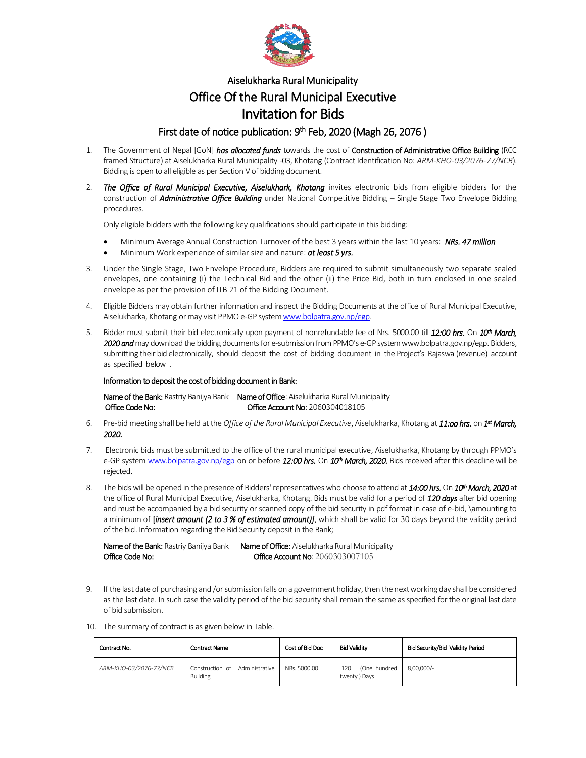# Aiselukharka Rural Municipality

# Office Of the Rural Municipal Executive

# Invitation for Bids

## First date of notice publication: 9th Feb, 2020 (Magh 26, 2076 )

1. The Government of Nepal [GoN] ***has allocated funds*** towards the cost of **Construction of Administrative Office Building** (RCC framed Structure) at Aiselukharka Rural Municipality -03, Khotang (Contract Identification No: *ARM-KHO-03/2076-77/NCB*). Bidding is open to all eligible as per Section V of bidding document.

2. ***The Office of Rural Municipal Executive, Aiselukhark, Khotang*** invites electronic bids from eligible bidders for the construction of ***Administrative Office Building*** under National Competitive Bidding – Single Stage Two Envelope Bidding procedures.

   Only eligible bidders with the following key qualifications should participate in this bidding:

   - Minimum Average Annual Construction Turnover of the best 3 years within the last 10 years: ***NRs. 47 million***
   - Minimum Work experience of similar size and nature: ***at least 5 yrs.***

3. Under the Single Stage, Two Envelope Procedure, Bidders are required to submit simultaneously two separate sealed envelopes, one containing (i) the Technical Bid and the other (ii) the Price Bid, both in turn enclosed in one sealed envelope as per the provision of ITB 21 of the Bidding Document.

4. Eligible Bidders may obtain further information and inspect the Bidding Documents at the office of Rural Municipal Executive, Aiselukharka, Khotang or may visit PPMO e-GP system www.bolpatra.gov.np/egp.

5. Bidder must submit their bid electronically upon payment of nonrefundable fee of Nrs. 5000.00 till ***12:00 hrs.*** On ***10th March, 2020 and*** may download the bidding documents for e-submission from PPMO's e-GP system www.bolpatra.gov.np/egp. Bidders, submitting their bid electronically, should deposit the cost of bidding document in the Project's Rajaswa (revenue) account as specified below .

   **Information to deposit the cost of bidding document in Bank:**

   **Name of the Bank:** Rastriy Banijya Bank **Name of Office**: Aiselukharka Rural Municipality
   **Office Code No:** **Office Account No**: 2060304018105

6. Pre-bid meeting shall be held at the *Office of the Rural Municipal Executive*, Aiselukharka, Khotang at ***11:oo hrs.*** on ***1st March, 2020.***

7. Electronic bids must be submitted to the office of the rural municipal executive, Aiselukharka, Khotang by through PPMO's e-GP system www.bolpatra.gov.np/egp on or before ***12:00 hrs.*** On ***10th March, 2020.*** Bids received after this deadline will be rejected.

8. The bids will be opened in the presence of Bidders' representatives who choose to attend at ***14:00 hrs.*** On ***10th March, 2020*** at the office of Rural Municipal Executive, Aiselukharka, Khotang. Bids must be valid for a period of ***120 days*** after bid opening and must be accompanied by a bid security or scanned copy of the bid security in pdf format in case of e-bid, \amounting to a minimum of [***insert amount (2 to 3 % of estimated amount)***], which shall be valid for 30 days beyond the validity period of the bid. Information regarding the Bid Security deposit in the Bank;

   **Name of the Bank:** Rastriy Banijya Bank **Name of Office**: Aiselukharka Rural Municipality
   **Office Code No:** **Office Account No**: 2060303007105

9. If the last date of purchasing and /or submission falls on a government holiday, then the next working day shall be considered as the last date. In such case the validity period of the bid security shall remain the same as specified for the original last date of bid submission.

10. The summary of contract is as given below in Table.

| Contract No. | Contract Name | Cost of Bid Doc | Bid Validity | Bid Security/Bid Validity Period |
|---|---|---|---|---|
| *ARM-KHO-03/2076-77/NCB* | Construction of Administrative Building | NRs. 5000.00 | 120 (One hundred twenty ) Days | 8,00,000/- |